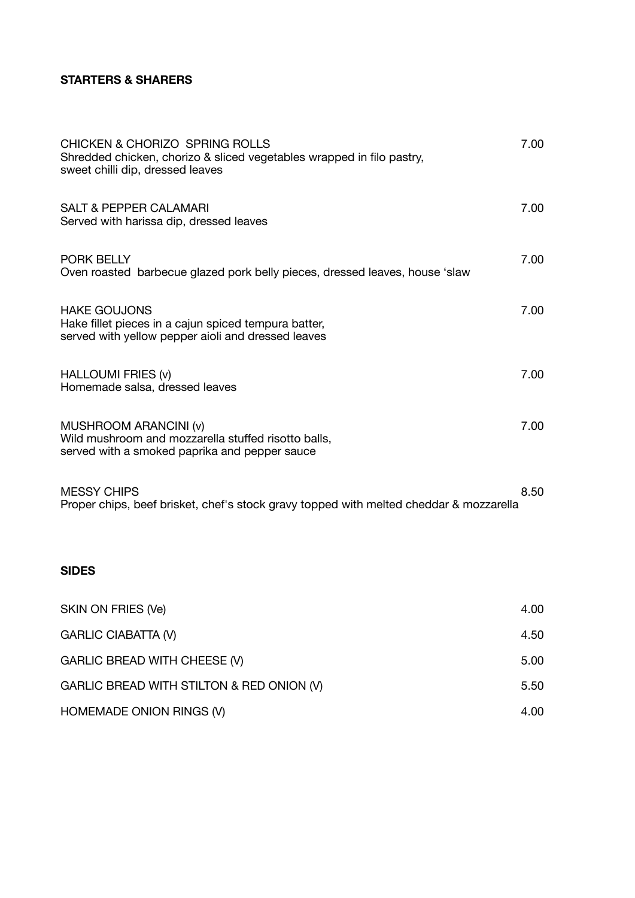## STARTERS & SHARERS

**CHICKEN & CHORIZO SPRING ROLLS** 7.00
Shredded chicken, chorizo & sliced vegetables wrapped in filo pastry, sweet chilli dip, dressed leaves

**SALT & PEPPER CALAMARI** 7.00
Served with harissa dip, dressed leaves

**PORK BELLY** 7.00
Oven roasted barbecue glazed pork belly pieces, dressed leaves, house 'slaw

**HAKE GOUJONS** 7.00
Hake fillet pieces in a cajun spiced tempura batter, served with yellow pepper aioli and dressed leaves

**HALLOUMI FRIES (v)** 7.00
Homemade salsa, dressed leaves

**MUSHROOM ARANCINI (v)** 7.00
Wild mushroom and mozzarella stuffed risotto balls, served with a smoked paprika and pepper sauce

**MESSY CHIPS** 8.50
Proper chips, beef brisket, chef's stock gravy topped with melted cheddar & mozzarella

## SIDES

| Item | Price |
|---|---|
| SKIN ON FRIES (Ve) | 4.00 |
| GARLIC CIABATTA (V) | 4.50 |
| GARLIC BREAD WITH CHEESE (V) | 5.00 |
| GARLIC BREAD WITH STILTON & RED ONION (V) | 5.50 |
| HOMEMADE ONION RINGS (V) | 4.00 |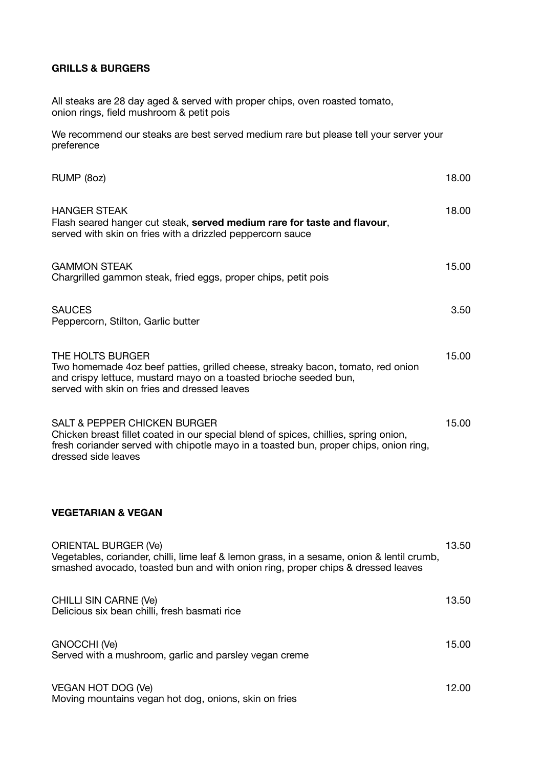## GRILLS & BURGERS

All steaks are 28 day aged & served with proper chips, oven roasted tomato, onion rings, field mushroom & petit pois

We recommend our steaks are best served medium rare but please tell your server your preference

RUMP (8oz) 18.00

HANGER STEAK 18.00
Flash seared hanger cut steak, **served medium rare for taste and flavour**, served with skin on fries with a drizzled peppercorn sauce

GAMMON STEAK 15.00
Chargrilled gammon steak, fried eggs, proper chips, petit pois

SAUCES 3.50
Peppercorn, Stilton, Garlic butter

THE HOLTS BURGER 15.00
Two homemade 4oz beef patties, grilled cheese, streaky bacon, tomato, red onion and crispy lettuce, mustard mayo on a toasted brioche seeded bun, served with skin on fries and dressed leaves

SALT & PEPPER CHICKEN BURGER 15.00
Chicken breast fillet coated in our special blend of spices, chillies, spring onion, fresh coriander served with chipotle mayo in a toasted bun, proper chips, onion ring, dressed side leaves

## VEGETARIAN & VEGAN

ORIENTAL BURGER (Ve) 13.50
Vegetables, coriander, chilli, lime leaf & lemon grass, in a sesame, onion & lentil crumb, smashed avocado, toasted bun and with onion ring, proper chips & dressed leaves

CHILLI SIN CARNE (Ve) 13.50
Delicious six bean chilli, fresh basmati rice

GNOCCHI (Ve) 15.00
Served with a mushroom, garlic and parsley vegan creme

VEGAN HOT DOG (Ve) 12.00
Moving mountains vegan hot dog, onions, skin on fries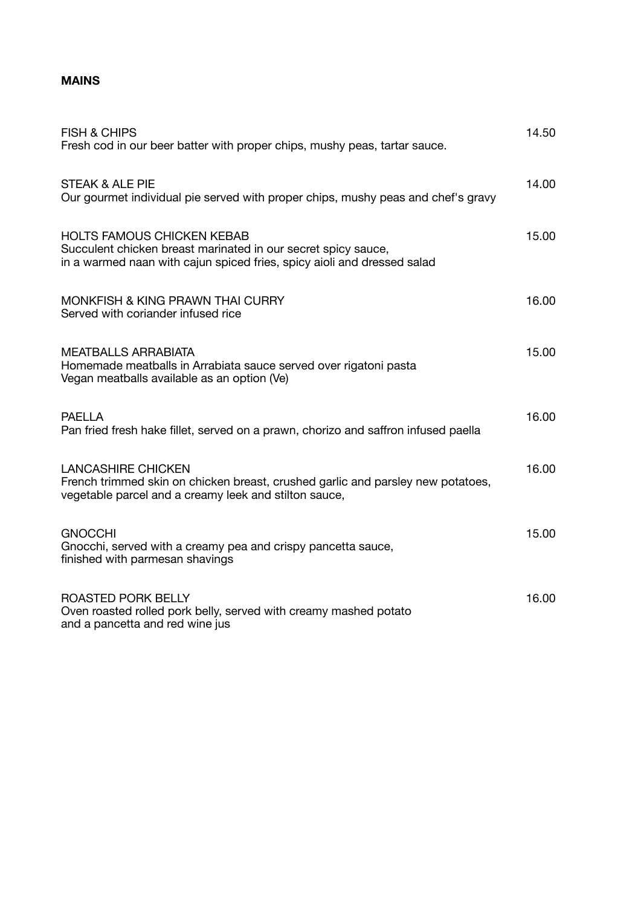**MAINS**

FISH & CHIPS 14.50
Fresh cod in our beer batter with proper chips, mushy peas, tartar sauce.

STEAK & ALE PIE 14.00
Our gourmet individual pie served with proper chips, mushy peas and chef's gravy

HOLTS FAMOUS CHICKEN KEBAB 15.00
Succulent chicken breast marinated in our secret spicy sauce,
in a warmed naan with cajun spiced fries, spicy aioli and dressed salad

MONKFISH & KING PRAWN THAI CURRY 16.00
Served with coriander infused rice

MEATBALLS ARRABIATA 15.00
Homemade meatballs in Arrabiata sauce served over rigatoni pasta
Vegan meatballs available as an option (Ve)

PAELLA 16.00
Pan fried fresh hake fillet, served on a prawn, chorizo and saffron infused paella

LANCASHIRE CHICKEN 16.00
French trimmed skin on chicken breast, crushed garlic and parsley new potatoes,
vegetable parcel and a creamy leek and stilton sauce,

GNOCCHI 15.00
Gnocchi, served with a creamy pea and crispy pancetta sauce,
finished with parmesan shavings

ROASTED PORK BELLY 16.00
Oven roasted rolled pork belly, served with creamy mashed potato
and a pancetta and red wine jus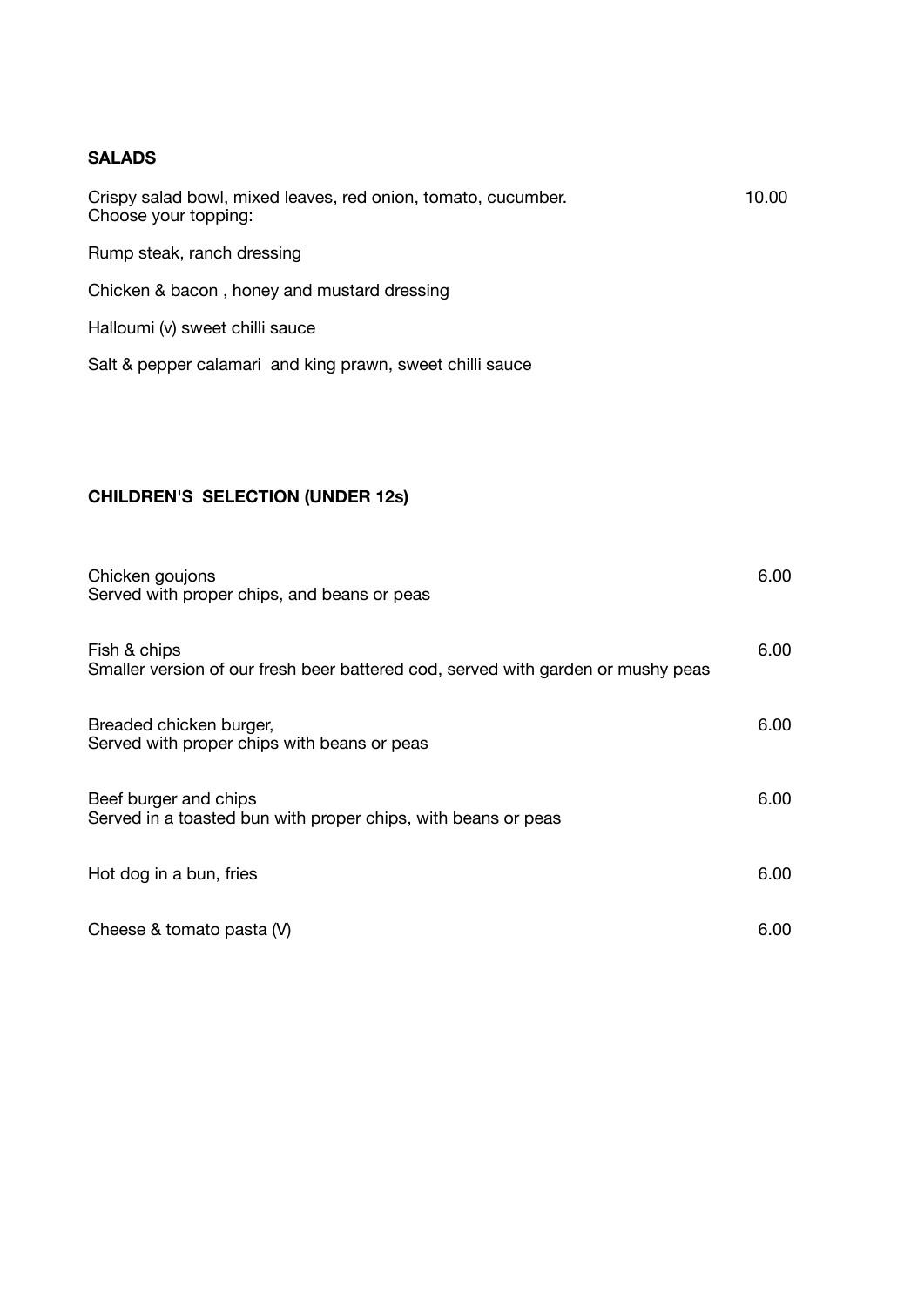**SALADS**

Crispy salad bowl, mixed leaves, red onion, tomato, cucumber. 10.00
Choose your topping:

Rump steak, ranch dressing

Chicken & bacon , honey and mustard dressing

Halloumi (v) sweet chilli sauce

Salt & pepper calamari and king prawn, sweet chilli sauce

**CHILDREN'S SELECTION (UNDER 12s)**

Chicken goujons 6.00
Served with proper chips, and beans or peas

Fish & chips 6.00
Smaller version of our fresh beer battered cod, served with garden or mushy peas

Breaded chicken burger, 6.00
Served with proper chips with beans or peas

Beef burger and chips 6.00
Served in a toasted bun with proper chips, with beans or peas

Hot dog in a bun, fries 6.00

Cheese & tomato pasta (V) 6.00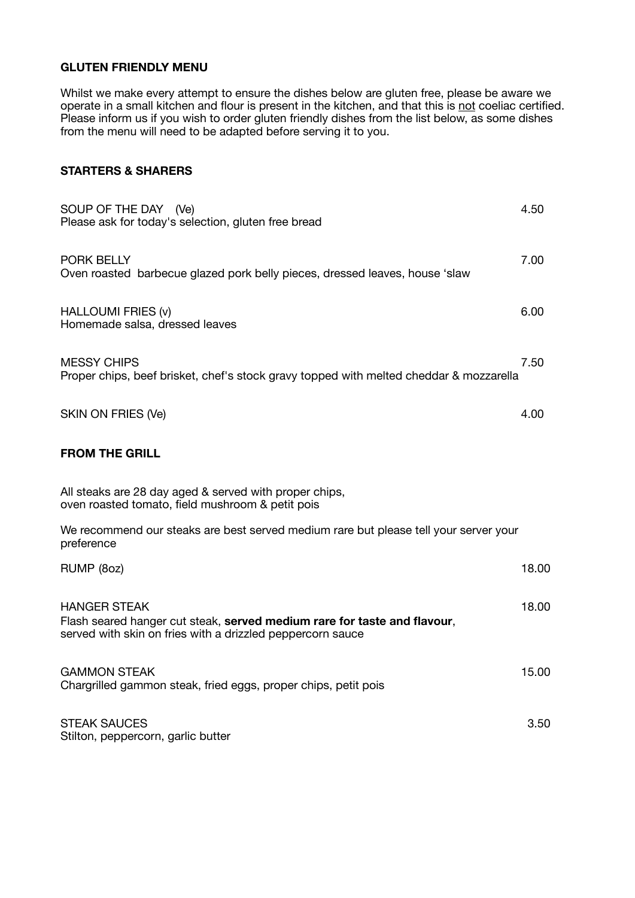## GLUTEN FRIENDLY MENU

Whilst we make every attempt to ensure the dishes below are gluten free, please be aware we operate in a small kitchen and flour is present in the kitchen, and that this is <u>not</u> coeliac certified. Please inform us if you wish to order gluten friendly dishes from the list below, as some dishes from the menu will need to be adapted before serving it to you.

### STARTERS & SHARERS

SOUP OF THE DAY (Ve) — 4.50
Please ask for today's selection, gluten free bread

PORK BELLY — 7.00
Oven roasted barbecue glazed pork belly pieces, dressed leaves, house 'slaw

HALLOUMI FRIES (v) — 6.00
Homemade salsa, dressed leaves

MESSY CHIPS — 7.50
Proper chips, beef brisket, chef's stock gravy topped with melted cheddar & mozzarella

SKIN ON FRIES (Ve) — 4.00

### FROM THE GRILL

All steaks are 28 day aged & served with proper chips, oven roasted tomato, field mushroom & petit pois

We recommend our steaks are best served medium rare but please tell your server your preference

RUMP (8oz) — 18.00

HANGER STEAK — 18.00
Flash seared hanger cut steak, **served medium rare for taste and flavour**, served with skin on fries with a drizzled peppercorn sauce

GAMMON STEAK — 15.00
Chargrilled gammon steak, fried eggs, proper chips, petit pois

STEAK SAUCES — 3.50
Stilton, peppercorn, garlic butter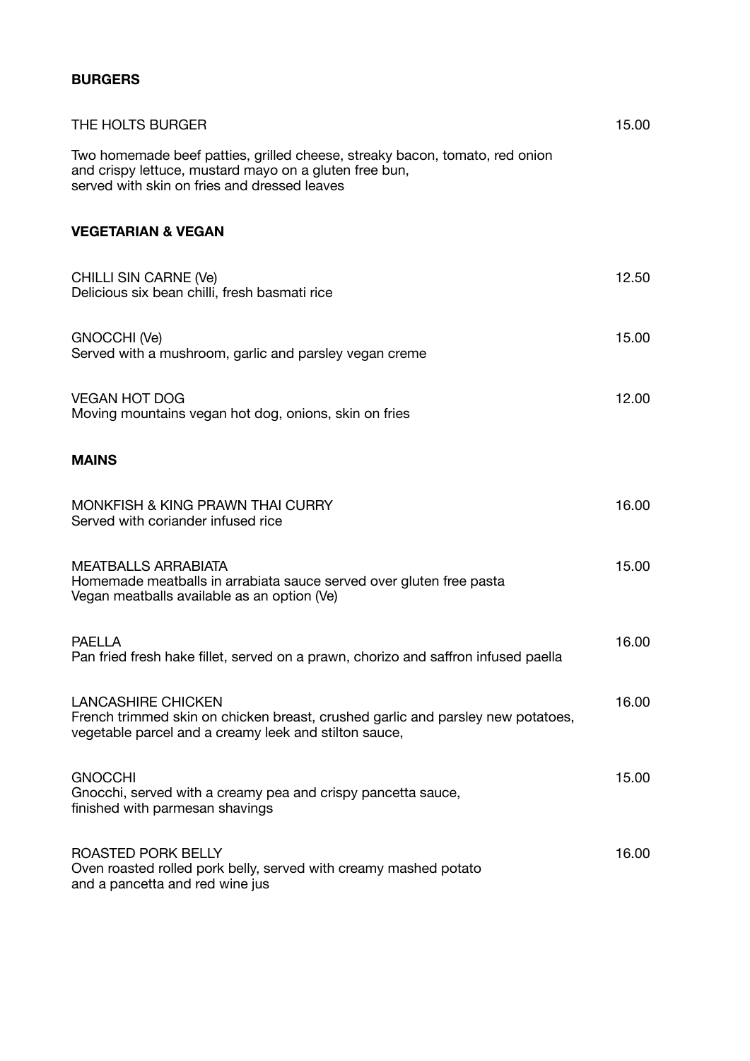## BURGERS

THE HOLTS BURGER 15.00

Two homemade beef patties, grilled cheese, streaky bacon, tomato, red onion and crispy lettuce, mustard mayo on a gluten free bun, served with skin on fries and dressed leaves

## VEGETARIAN & VEGAN

CHILLI SIN CARNE (Ve) 12.50
Delicious six bean chilli, fresh basmati rice

GNOCCHI (Ve) 15.00
Served with a mushroom, garlic and parsley vegan creme

VEGAN HOT DOG 12.00
Moving mountains vegan hot dog, onions, skin on fries

## MAINS

MONKFISH & KING PRAWN THAI CURRY 16.00
Served with coriander infused rice

MEATBALLS ARRABIATA 15.00
Homemade meatballs in arrabiata sauce served over gluten free pasta
Vegan meatballs available as an option (Ve)

PAELLA 16.00
Pan fried fresh hake fillet, served on a prawn, chorizo and saffron infused paella

LANCASHIRE CHICKEN 16.00
French trimmed skin on chicken breast, crushed garlic and parsley new potatoes, vegetable parcel and a creamy leek and stilton sauce,

GNOCCHI 15.00
Gnocchi, served with a creamy pea and crispy pancetta sauce, finished with parmesan shavings

ROASTED PORK BELLY 16.00
Oven roasted rolled pork belly, served with creamy mashed potato and a pancetta and red wine jus